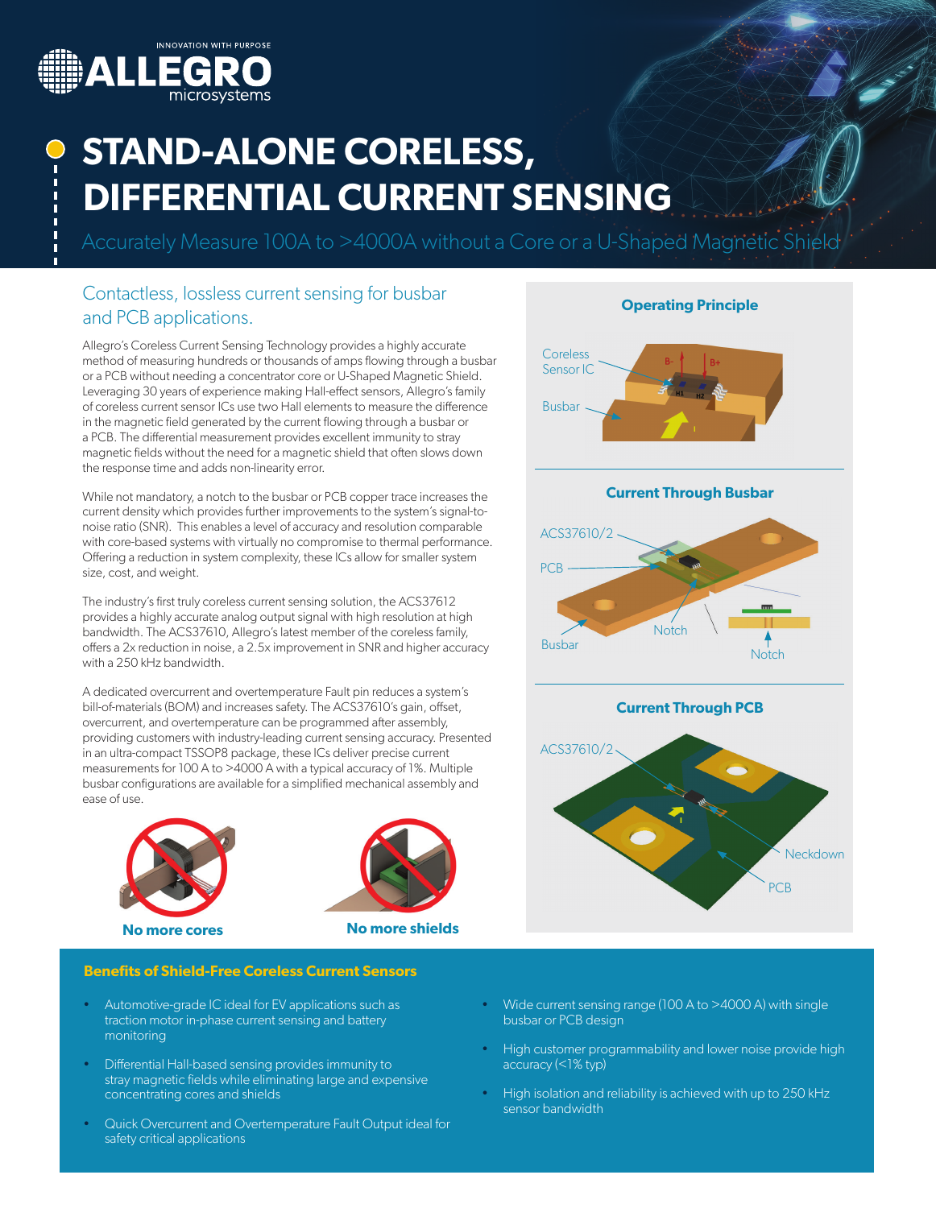# STAND-ALONE CORELESS, DIFFERENTIAL CURRENT SENSING

Accurately Measure 100A to >4000A without a Core or a U-Shaped Magnetic Shield

## Contactless, lossless current sensing for busbar and PCB applications.

Allegro's Coreless Current Sensing Technology provides a highly accurate method of measuring hundreds or thousands of amps flowing through a busbar or a PCB without needing a concentrator core or U-Shaped Magnetic Shield. Leveraging 30 years of experience making Hall-effect sensors, Allegro's family of coreless current sensor ICs use two Hall elements to measure the difference in the magnetic field generated by the current flowing through a busbar or a PCB. The differential measurement provides excellent immunity to stray magnetic fields without the need for a magnetic shield that often slows down the response time and adds non-linearity error.

While not mandatory, a notch to the busbar or PCB copper trace increases the current density which provides further improvements to the system's signal-to-noise ratio (SNR). This enables a level of accuracy and resolution comparable with core-based systems with virtually no compromise to thermal performance. Offering a reduction in system complexity, these ICs allow for smaller system size, cost, and weight.

The industry's first truly coreless current sensing solution, the ACS37612 provides a highly accurate analog output signal with high resolution at high bandwidth. The ACS37610, Allegro's latest member of the coreless family, offers a 2x reduction in noise, a 2.5x improvement in SNR and higher accuracy with a 250 kHz bandwidth.

A dedicated overcurrent and overtemperature Fault pin reduces a system's bill-of-materials (BOM) and increases safety. The ACS37610's gain, offset, overcurrent, and overtemperature can be programmed after assembly, providing customers with industry-leading current sensing accuracy. Presented in an ultra-compact TSSOP8 package, these ICs deliver precise current measurements for 100 A to >4000 A with a typical accuracy of 1%. Multiple busbar configurations are available for a simplified mechanical assembly and ease of use.

**No more cores** **No more shields**

### Operating Principle

Coreless Sensor IC

Busbar

### Current Through Busbar

ACS37610/2

PCB

Busbar

Notch

Notch

### Current Through PCB

ACS37610/2

Neckdown

PCB

### Benefits of Shield-Free Coreless Current Sensors

- Automotive-grade IC ideal for EV applications such as traction motor in-phase current sensing and battery monitoring
- Differential Hall-based sensing provides immunity to stray magnetic fields while eliminating large and expensive concentrating cores and shields
- Quick Overcurrent and Overtemperature Fault Output ideal for safety critical applications
- Wide current sensing range (100 A to >4000 A) with single busbar or PCB design
- High customer programmability and lower noise provide high accuracy (<1% typ)
- High isolation and reliability is achieved with up to 250 kHz sensor bandwidth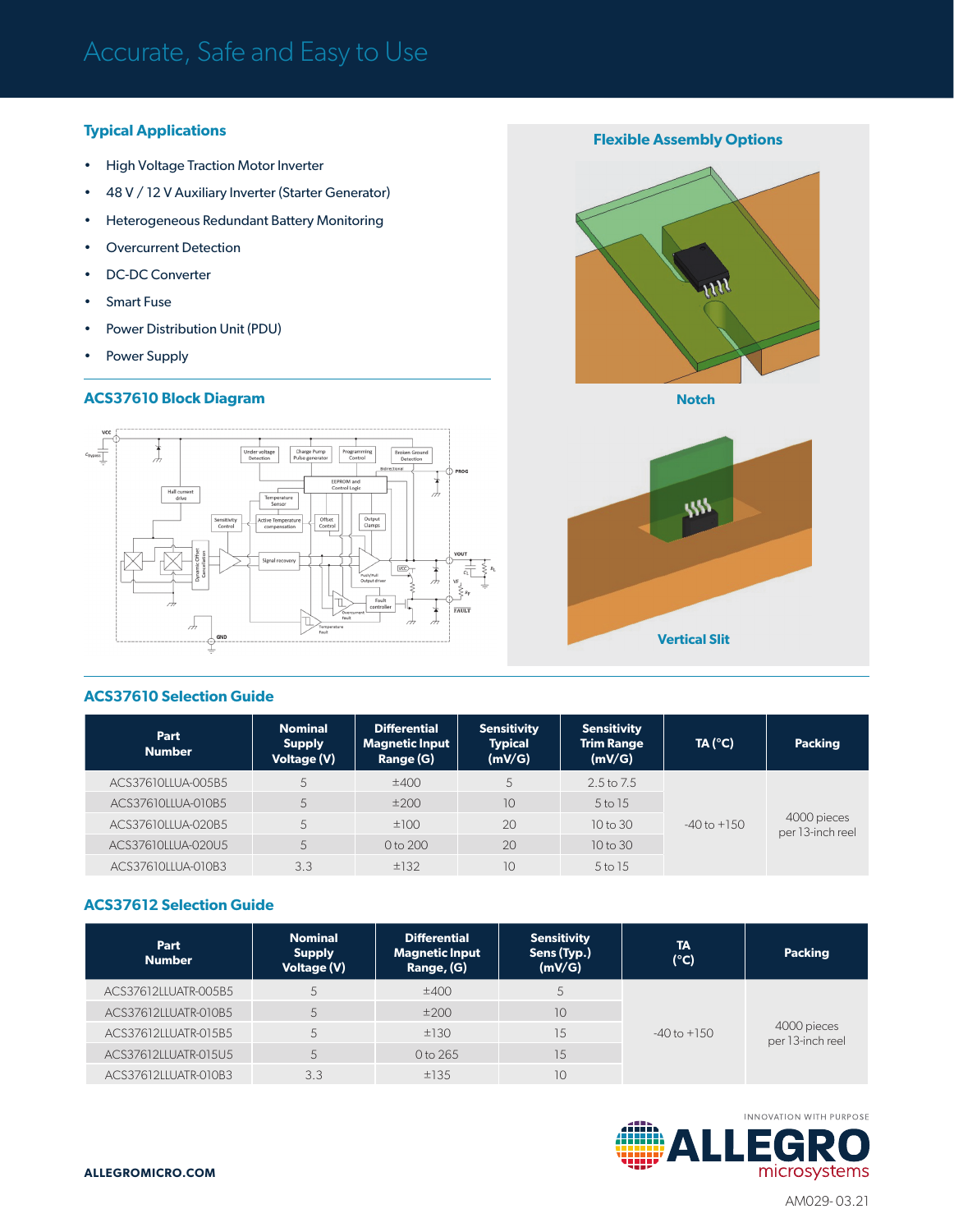# Accurate, Safe and Easy to Use

## Typical Applications

- High Voltage Traction Motor Inverter
- 48 V / 12 V Auxiliary Inverter (Starter Generator)
- Heterogeneous Redundant Battery Monitoring
- Overcurrent Detection
- DC-DC Converter
- Smart Fuse
- Power Distribution Unit (PDU)
- Power Supply

## ACS37610 Block Diagram

VCC
C Bypass
Under voltage Detection
Charge Pump Pulse generator
Programming Control
Broken Ground Detection
Bidirectional
PROG
EEPROM and Control Logic
Hall current drive
Temperature Sensor
Sensitivity Control
Active Temperature compensation
Offset Control
Output Clamps
Dynamic Offset Cancellation
Signal recovery
VOUT
VCC
Push/Pull Output driver
Fault controller
FAULT
Overcurrent fault
Temperature fault
GND

## Flexible Assembly Options

Notch

Vertical Slit

## ACS37610 Selection Guide

| Part Number | Nominal Supply Voltage (V) | Differential Magnetic Input Range (G) | Sensitivity Typical (mV/G) | Sensitivity Trim Range (mV/G) | TA (°C) | Packing |
|---|---|---|---|---|---|---|
| ACS37610LLUA-005B5 | 5 | ±400 | 5 | 2.5 to 7.5 | -40 to +150 | 4000 pieces per 13-inch reel |
| ACS37610LLUA-010B5 | 5 | ±200 | 10 | 5 to 15 | | |
| ACS37610LLUA-020B5 | 5 | ±100 | 20 | 10 to 30 | | |
| ACS37610LLUA-020U5 | 5 | 0 to 200 | 20 | 10 to 30 | | |
| ACS37610LLUA-010B3 | 3.3 | ±132 | 10 | 5 to 15 | | |

## ACS37612 Selection Guide

| Part Number | Nominal Supply Voltage (V) | Differential Magnetic Input Range, (G) | Sensitivity Sens (Typ.) (mV/G) | TA (°C) | Packing |
|---|---|---|---|---|---|
| ACS37612LLUATR-005B5 | 5 | ±400 | 5 | -40 to +150 | 4000 pieces per 13-inch reel |
| ACS37612LLUATR-010B5 | 5 | ±200 | 10 | | |
| ACS37612LLUATR-015B5 | 5 | ±130 | 15 | | |
| ACS37612LLUATR-015U5 | 5 | 0 to 265 | 15 | | |
| ACS37612LLUATR-010B3 | 3.3 | ±135 | 10 | | |

INNOVATION WITH PURPOSE

ALLEGRO microsystems

ALLEGROMICRO.COM

AM029- 03.21